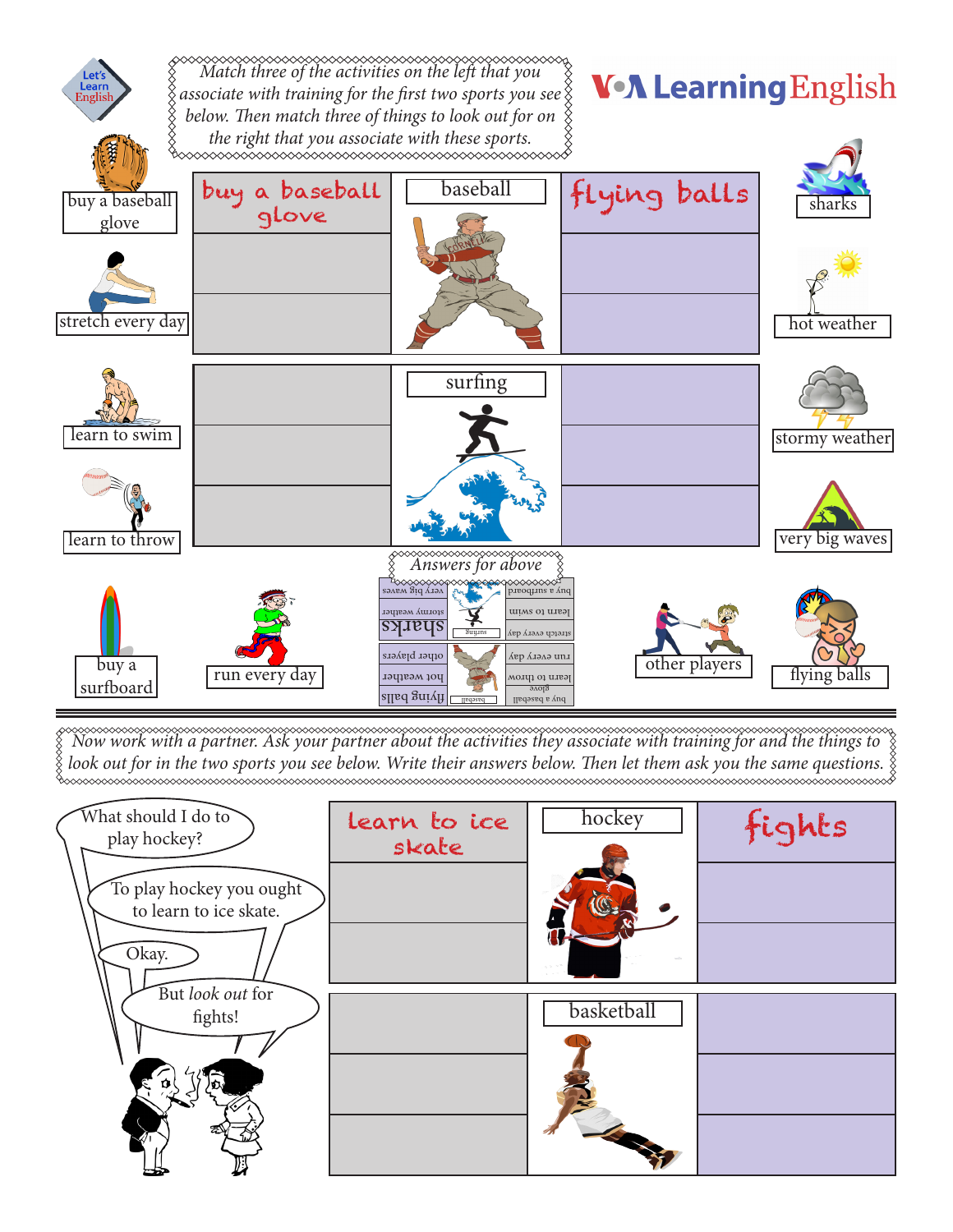Let's Learn English

VOA Learning English

*Match three of the activities on the left that you associate with training for the first two sports you see below. Then match three of things to look out for on the right that you associate with these sports.*

Activities (left): buy a baseball glove, stretch every day, learn to swim, learn to throw, buy a surfboard, run every day

Things to look out for (right): sharks, hot weather, stormy weather, very big waves, other players, flying balls

| Training | Sport | Look out for |
|---|---|---|
| buy a baseball glove | baseball | flying balls |
| | | |
| | | |

| Training | Sport | Look out for |
|---|---|---|
| | surfing | |
| | | |
| | | |

*Answers for above*

| | | |
|---|---|---|
| buy a surfboard | surfing | very big waves |
| learn to swim | | stormy weather |
| stretch every day | | sharks |
| run every day | baseball | other players |
| learn to throw | | hot weather |
| buy a baseball glove | | flying balls |

*Now work with a partner. Ask your partner about the activities they associate with training for and the things to look out for in the two sports you see below. Write their answers below. Then let them ask you the same questions.*

What should I do to play hockey?

To play hockey you ought to learn to ice skate.

Okay.

But *look out* for fights!

| Training | Sport | Look out for |
|---|---|---|
| learn to ice skate | hockey | fights |
| | | |
| | | |

| Training | Sport | Look out for |
|---|---|---|
| | basketball | |
| | | |
| | | |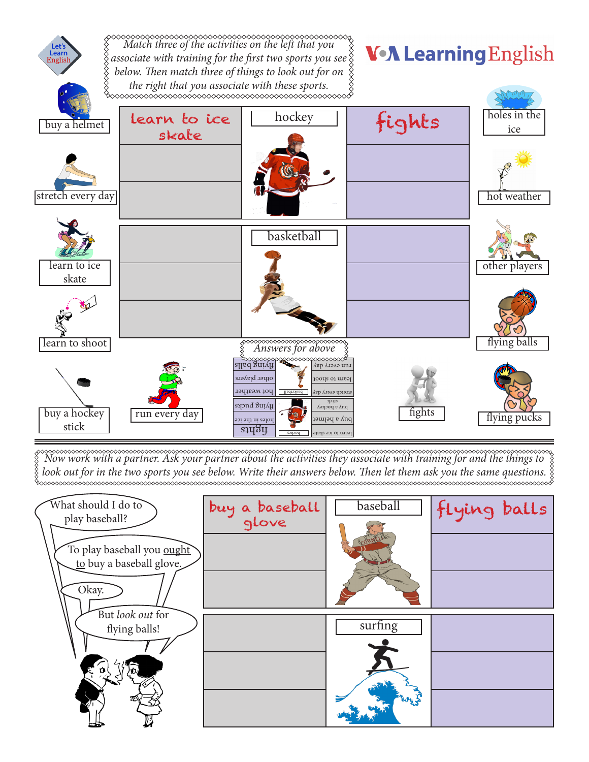Let's Learn English

*Match three of the activities on the left that you associate with training for the first two sports you see below. Then match three of things to look out for on the right that you associate with these sports.*

VOA Learning English

buy a helmet

stretch every day

learn to ice skate

learn to shoot

buy a hockey stick

run every day

| | | |
|---|---|---|
| learn to ice skate | hockey | fights |
| | | |
| | | |

| | | |
|---|---|---|
| | basketball | |
| | | |
| | | |

holes in the ice

hot weather

other players

flying balls

fights

flying pucks

*Answers for above*

| | | |
|---|---|---|
| flying balls | basketball | run every day |
| other players | | learn to shoot |
| hot weather | | stretch every day |

| | | |
|---|---|---|
| flying pucks | hockey | buy a hockey stick |
| holes in the ice | | buy a helmet |
| fights | | learn to ice skate |

*Now work with a partner. Ask your partner about the activities they associate with training for and the things to look out for in the two sports you see below. Write their answers below. Then let them ask you the same questions.*

What should I do to play baseball?

To play baseball you ought to buy a baseball glove.

Okay.

But *look out* for flying balls!

| | | |
|---|---|---|
| buy a baseball glove | baseball | flying balls |
| | | |
| | | |

| | | |
|---|---|---|
| | surfing | |
| | | |
| | | |